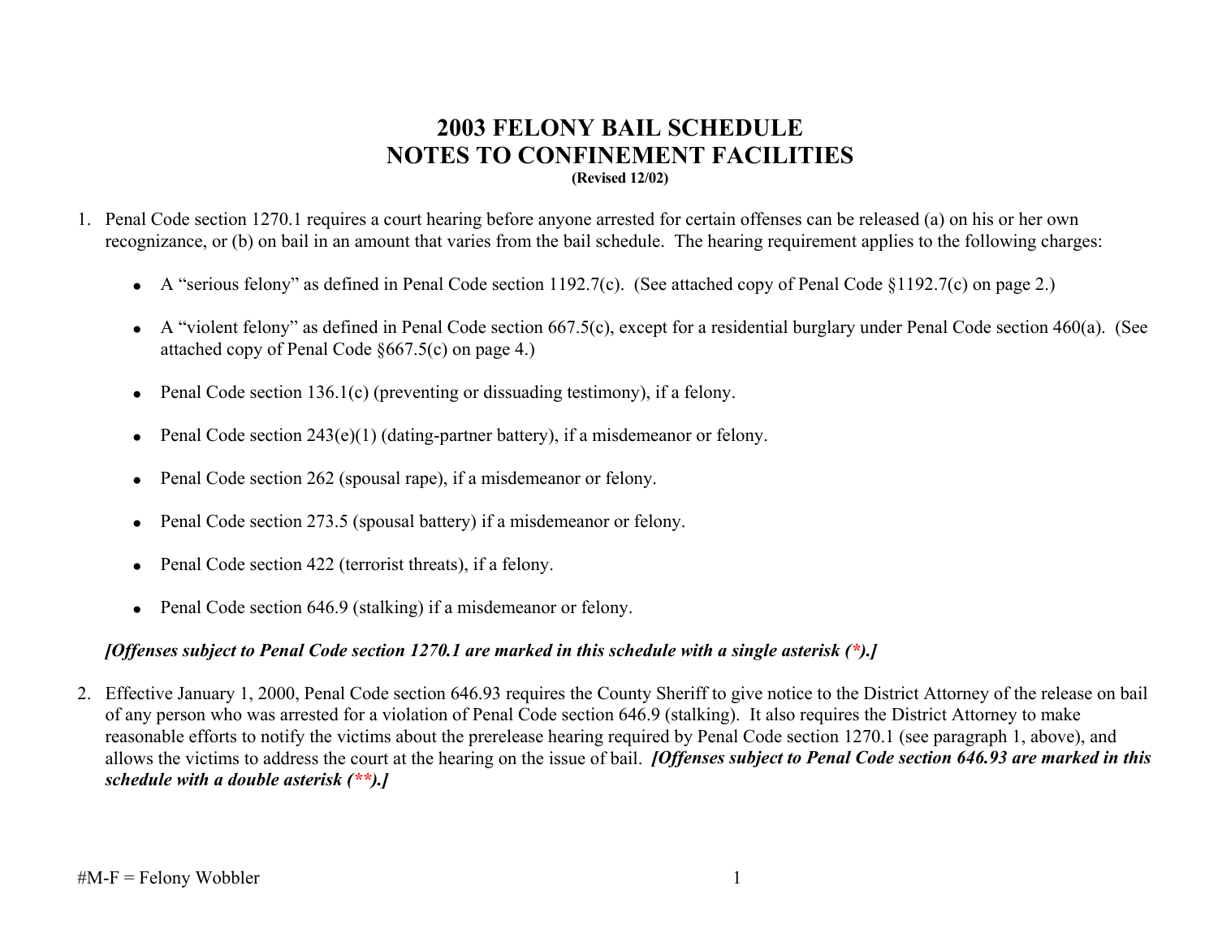# 2003 FELONY BAIL SCHEDULE
# NOTES TO CONFINEMENT FACILITIES

**(Revised 12/02)**

1. Penal Code section 1270.1 requires a court hearing before anyone arrested for certain offenses can be released (a) on his or her own recognizance, or (b) on bail in an amount that varies from the bail schedule. The hearing requirement applies to the following charges:

   - A "serious felony" as defined in Penal Code section 1192.7(c). (See attached copy of Penal Code §1192.7(c) on page 2.)
   - A "violent felony" as defined in Penal Code section 667.5(c), except for a residential burglary under Penal Code section 460(a). (See attached copy of Penal Code §667.5(c) on page 4.)
   - Penal Code section 136.1(c) (preventing or dissuading testimony), if a felony.
   - Penal Code section 243(e)(1) (dating-partner battery), if a misdemeanor or felony.
   - Penal Code section 262 (spousal rape), if a misdemeanor or felony.
   - Penal Code section 273.5 (spousal battery) if a misdemeanor or felony.
   - Penal Code section 422 (terrorist threats), if a felony.
   - Penal Code section 646.9 (stalking) if a misdemeanor or felony.

   ***[Offenses subject to Penal Code section 1270.1 are marked in this schedule with a single asterisk (*).]***

2. Effective January 1, 2000, Penal Code section 646.93 requires the County Sheriff to give notice to the District Attorney of the release on bail of any person who was arrested for a violation of Penal Code section 646.9 (stalking). It also requires the District Attorney to make reasonable efforts to notify the victims about the prerelease hearing required by Penal Code section 1270.1 (see paragraph 1, above), and allows the victims to address the court at the hearing on the issue of bail. ***[Offenses subject to Penal Code section 646.93 are marked in this schedule with a double asterisk (**).]***

#M-F = Felony Wobbler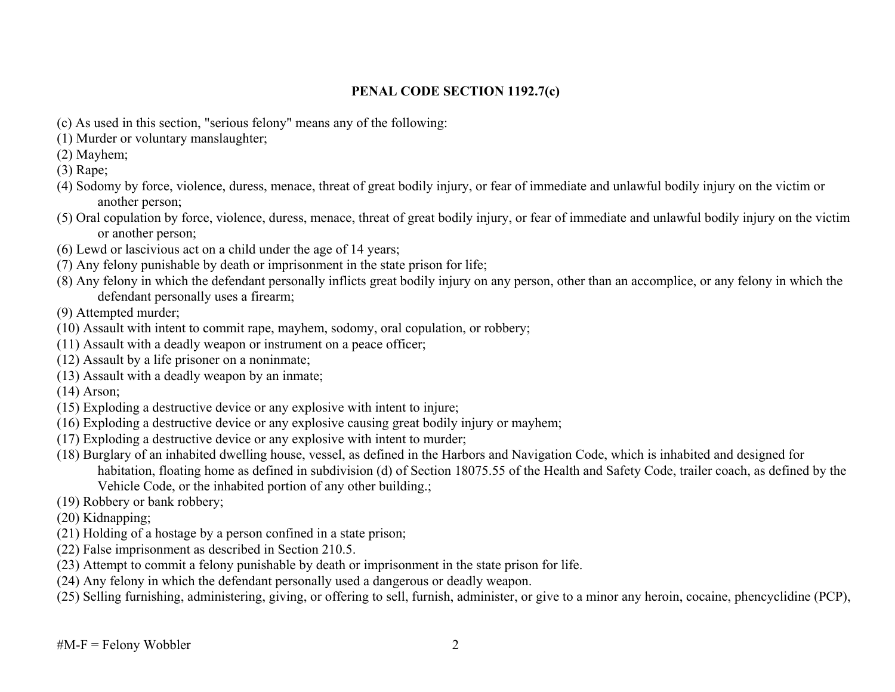**PENAL CODE SECTION 1192.7(c)**

(c) As used in this section, "serious felony" means any of the following:

(1) Murder or voluntary manslaughter;

(2) Mayhem;

(3) Rape;

(4) Sodomy by force, violence, duress, menace, threat of great bodily injury, or fear of immediate and unlawful bodily injury on the victim or another person;

(5) Oral copulation by force, violence, duress, menace, threat of great bodily injury, or fear of immediate and unlawful bodily injury on the victim or another person;

(6) Lewd or lascivious act on a child under the age of 14 years;

(7) Any felony punishable by death or imprisonment in the state prison for life;

(8) Any felony in which the defendant personally inflicts great bodily injury on any person, other than an accomplice, or any felony in which the defendant personally uses a firearm;

(9) Attempted murder;

(10) Assault with intent to commit rape, mayhem, sodomy, oral copulation, or robbery;

(11) Assault with a deadly weapon or instrument on a peace officer;

(12) Assault by a life prisoner on a noninmate;

(13) Assault with a deadly weapon by an inmate;

(14) Arson;

(15) Exploding a destructive device or any explosive with intent to injure;

(16) Exploding a destructive device or any explosive causing great bodily injury or mayhem;

(17) Exploding a destructive device or any explosive with intent to murder;

(18) Burglary of an inhabited dwelling house, vessel, as defined in the Harbors and Navigation Code, which is inhabited and designed for habitation, floating home as defined in subdivision (d) of Section 18075.55 of the Health and Safety Code, trailer coach, as defined by the Vehicle Code, or the inhabited portion of any other building.;

(19) Robbery or bank robbery;

(20) Kidnapping;

(21) Holding of a hostage by a person confined in a state prison;

(22) False imprisonment as described in Section 210.5.

(23) Attempt to commit a felony punishable by death or imprisonment in the state prison for life.

(24) Any felony in which the defendant personally used a dangerous or deadly weapon.

(25) Selling furnishing, administering, giving, or offering to sell, furnish, administer, or give to a minor any heroin, cocaine, phencyclidine (PCP),

#M-F = Felony Wobbler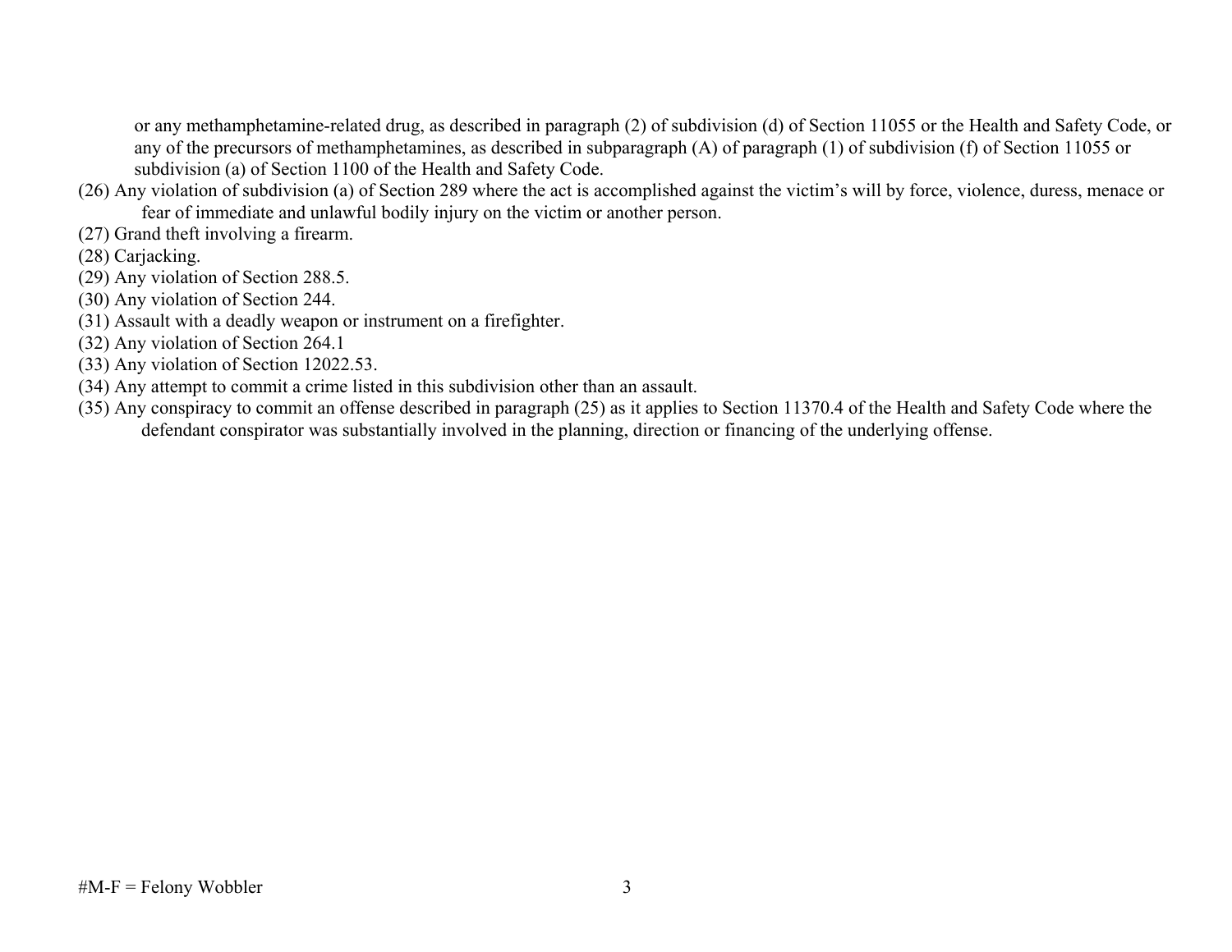or any methamphetamine-related drug, as described in paragraph (2) of subdivision (d) of Section 11055 or the Health and Safety Code, or any of the precursors of methamphetamines, as described in subparagraph (A) of paragraph (1) of subdivision (f) of Section 11055 or subdivision (a) of Section 1100 of the Health and Safety Code.

(26) Any violation of subdivision (a) of Section 289 where the act is accomplished against the victim's will by force, violence, duress, menace or fear of immediate and unlawful bodily injury on the victim or another person.

(27) Grand theft involving a firearm.

(28) Carjacking.

(29) Any violation of Section 288.5.

(30) Any violation of Section 244.

(31) Assault with a deadly weapon or instrument on a firefighter.

(32) Any violation of Section 264.1

(33) Any violation of Section 12022.53.

(34) Any attempt to commit a crime listed in this subdivision other than an assault.

(35) Any conspiracy to commit an offense described in paragraph (25) as it applies to Section 11370.4 of the Health and Safety Code where the defendant conspirator was substantially involved in the planning, direction or financing of the underlying offense.

#M-F = Felony Wobbler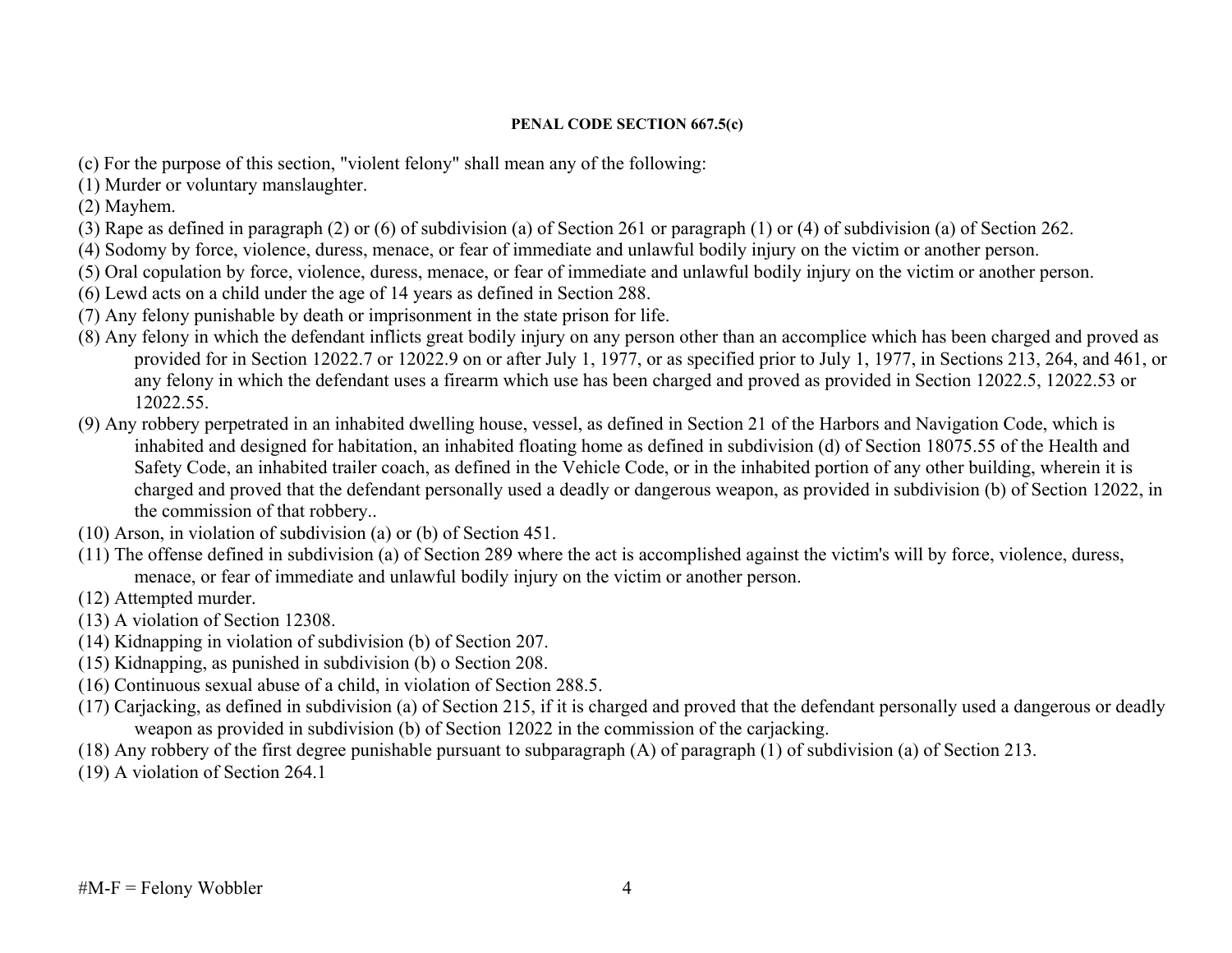**PENAL CODE SECTION 667.5(c)**

(c) For the purpose of this section, "violent felony" shall mean any of the following:

(1) Murder or voluntary manslaughter.

(2) Mayhem.

(3) Rape as defined in paragraph (2) or (6) of subdivision (a) of Section 261 or paragraph (1) or (4) of subdivision (a) of Section 262.

(4) Sodomy by force, violence, duress, menace, or fear of immediate and unlawful bodily injury on the victim or another person.

(5) Oral copulation by force, violence, duress, menace, or fear of immediate and unlawful bodily injury on the victim or another person.

(6) Lewd acts on a child under the age of 14 years as defined in Section 288.

(7) Any felony punishable by death or imprisonment in the state prison for life.

(8) Any felony in which the defendant inflicts great bodily injury on any person other than an accomplice which has been charged and proved as provided for in Section 12022.7 or 12022.9 on or after July 1, 1977, or as specified prior to July 1, 1977, in Sections 213, 264, and 461, or any felony in which the defendant uses a firearm which use has been charged and proved as provided in Section 12022.5, 12022.53 or 12022.55.

(9) Any robbery perpetrated in an inhabited dwelling house, vessel, as defined in Section 21 of the Harbors and Navigation Code, which is inhabited and designed for habitation, an inhabited floating home as defined in subdivision (d) of Section 18075.55 of the Health and Safety Code, an inhabited trailer coach, as defined in the Vehicle Code, or in the inhabited portion of any other building, wherein it is charged and proved that the defendant personally used a deadly or dangerous weapon, as provided in subdivision (b) of Section 12022, in the commission of that robbery..

(10) Arson, in violation of subdivision (a) or (b) of Section 451.

(11) The offense defined in subdivision (a) of Section 289 where the act is accomplished against the victim's will by force, violence, duress, menace, or fear of immediate and unlawful bodily injury on the victim or another person.

(12) Attempted murder.

(13) A violation of Section 12308.

(14) Kidnapping in violation of subdivision (b) of Section 207.

(15) Kidnapping, as punished in subdivision (b) o Section 208.

(16) Continuous sexual abuse of a child, in violation of Section 288.5.

(17) Carjacking, as defined in subdivision (a) of Section 215, if it is charged and proved that the defendant personally used a dangerous or deadly weapon as provided in subdivision (b) of Section 12022 in the commission of the carjacking.

(18) Any robbery of the first degree punishable pursuant to subparagraph (A) of paragraph (1) of subdivision (a) of Section 213.

(19) A violation of Section 264.1

#M-F = Felony Wobbler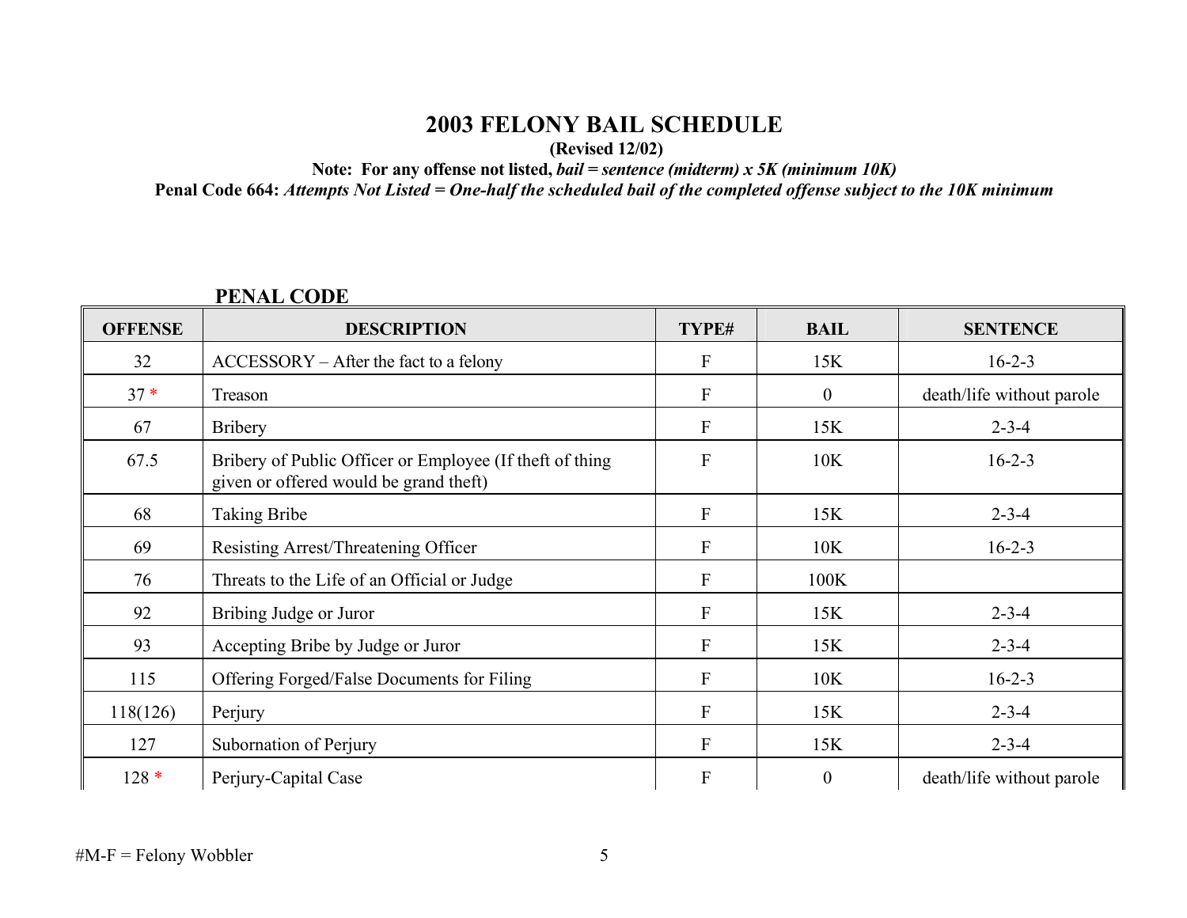# 2003 FELONY BAIL SCHEDULE

**(Revised 12/02)**

**Note: For any offense not listed, *bail = sentence (midterm) x 5K (minimum 10K)***

**Penal Code 664:** ***Attempts Not Listed = One-half the scheduled bail of the completed offense subject to the 10K minimum***

## PENAL CODE

| OFFENSE | DESCRIPTION | TYPE# | BAIL | SENTENCE |
|---|---|---|---|---|
| 32 | ACCESSORY – After the fact to a felony | F | 15K | 16-2-3 |
| 37 * | Treason | F | 0 | death/life without parole |
| 67 | Bribery | F | 15K | 2-3-4 |
| 67.5 | Bribery of Public Officer or Employee (If theft of thing given or offered would be grand theft) | F | 10K | 16-2-3 |
| 68 | Taking Bribe | F | 15K | 2-3-4 |
| 69 | Resisting Arrest/Threatening Officer | F | 10K | 16-2-3 |
| 76 | Threats to the Life of an Official or Judge | F | 100K | |
| 92 | Bribing Judge or Juror | F | 15K | 2-3-4 |
| 93 | Accepting Bribe by Judge or Juror | F | 15K | 2-3-4 |
| 115 | Offering Forged/False Documents for Filing | F | 10K | 16-2-3 |
| 118(126) | Perjury | F | 15K | 2-3-4 |
| 127 | Subornation of Perjury | F | 15K | 2-3-4 |
| 128 * | Perjury-Capital Case | F | 0 | death/life without parole |

#M-F = Felony Wobbler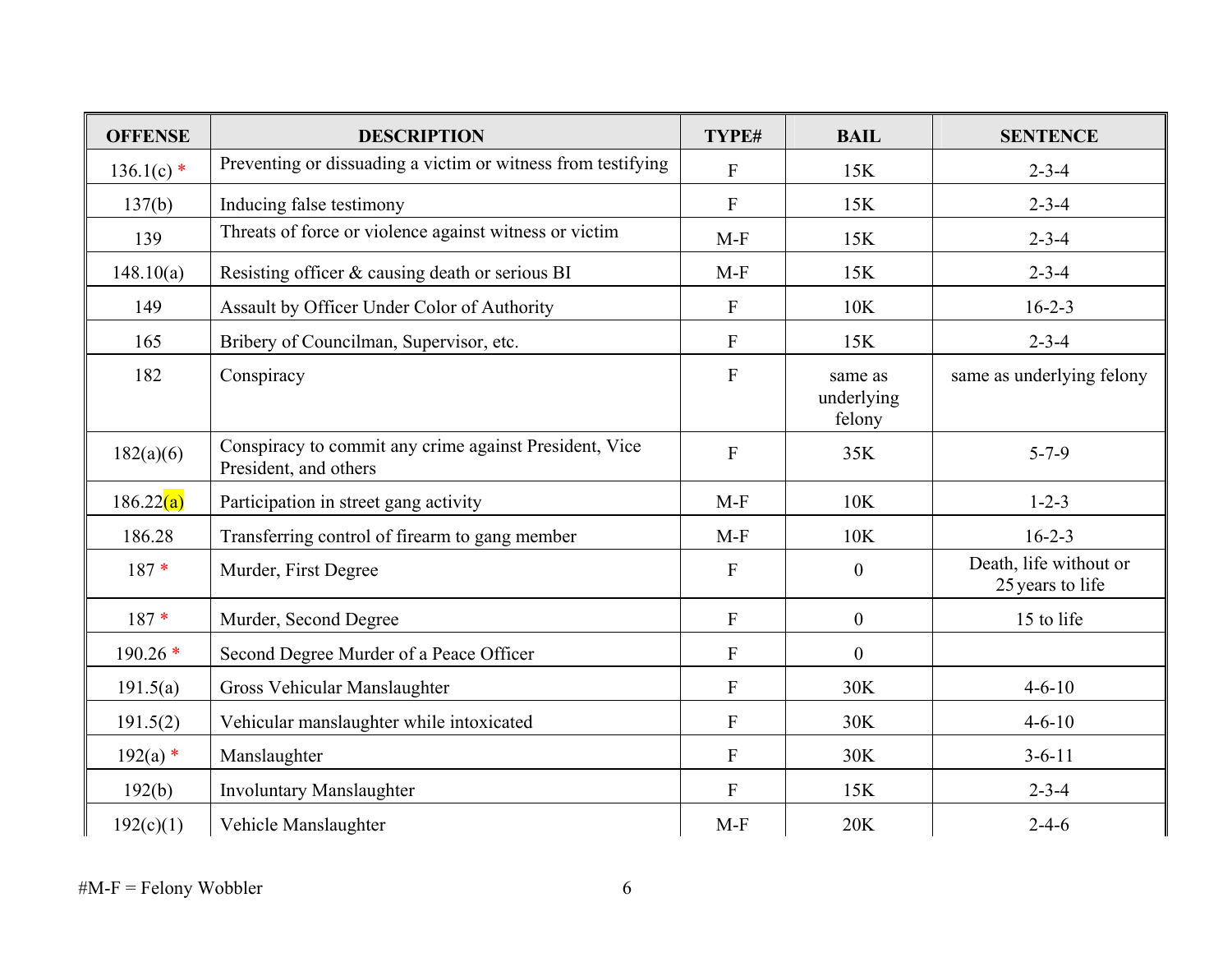| OFFENSE | DESCRIPTION | TYPE# | BAIL | SENTENCE |
|---|---|---|---|---|
| 136.1(c) * | Preventing or dissuading a victim or witness from testifying | F | 15K | 2-3-4 |
| 137(b) | Inducing false testimony | F | 15K | 2-3-4 |
| 139 | Threats of force or violence against witness or victim | M-F | 15K | 2-3-4 |
| 148.10(a) | Resisting officer & causing death or serious BI | M-F | 15K | 2-3-4 |
| 149 | Assault by Officer Under Color of Authority | F | 10K | 16-2-3 |
| 165 | Bribery of Councilman, Supervisor, etc. | F | 15K | 2-3-4 |
| 182 | Conspiracy | F | same as underlying felony | same as underlying felony |
| 182(a)(6) | Conspiracy to commit any crime against President, Vice President, and others | F | 35K | 5-7-9 |
| 186.22(a) | Participation in street gang activity | M-F | 10K | 1-2-3 |
| 186.28 | Transferring control of firearm to gang member | M-F | 10K | 16-2-3 |
| 187 * | Murder, First Degree | F | 0 | Death, life without or 25 years to life |
| 187 * | Murder, Second Degree | F | 0 | 15 to life |
| 190.26 * | Second Degree Murder of a Peace Officer | F | 0 | |
| 191.5(a) | Gross Vehicular Manslaughter | F | 30K | 4-6-10 |
| 191.5(2) | Vehicular manslaughter while intoxicated | F | 30K | 4-6-10 |
| 192(a) * | Manslaughter | F | 30K | 3-6-11 |
| 192(b) | Involuntary Manslaughter | F | 15K | 2-3-4 |
| 192(c)(1) | Vehicle Manslaughter | M-F | 20K | 2-4-6 |

#M-F = Felony Wobbler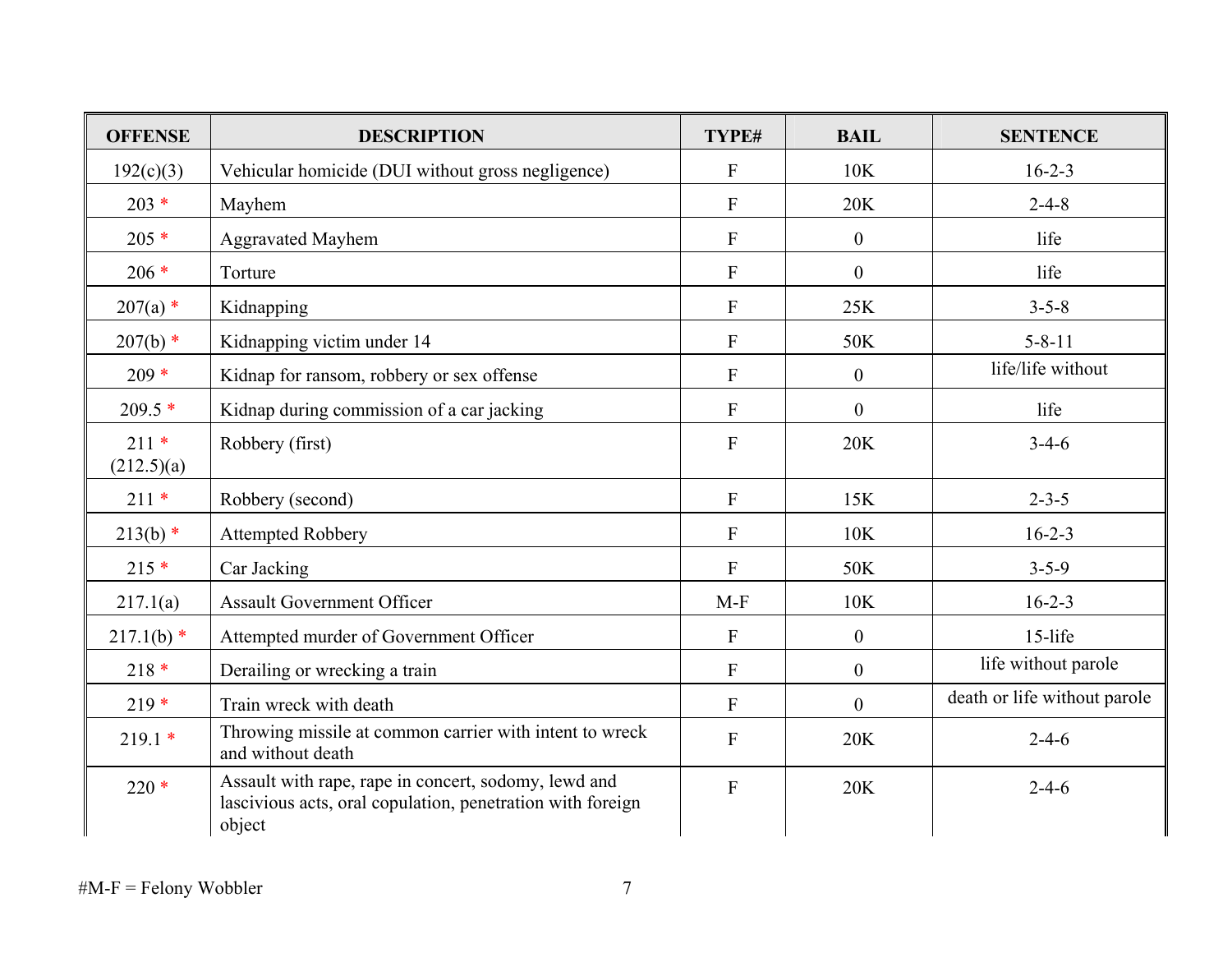| OFFENSE | DESCRIPTION | TYPE# | BAIL | SENTENCE |
|---|---|---|---|---|
| 192(c)(3) | Vehicular homicide (DUI without gross negligence) | F | 10K | 16-2-3 |
| 203 * | Mayhem | F | 20K | 2-4-8 |
| 205 * | Aggravated Mayhem | F | 0 | life |
| 206 * | Torture | F | 0 | life |
| 207(a) * | Kidnapping | F | 25K | 3-5-8 |
| 207(b) * | Kidnapping victim under 14 | F | 50K | 5-8-11 |
| 209 * | Kidnap for ransom, robbery or sex offense | F | 0 | life/life without |
| 209.5 * | Kidnap during commission of a car jacking | F | 0 | life |
| 211 * (212.5)(a) | Robbery (first) | F | 20K | 3-4-6 |
| 211 * | Robbery (second) | F | 15K | 2-3-5 |
| 213(b) * | Attempted Robbery | F | 10K | 16-2-3 |
| 215 * | Car Jacking | F | 50K | 3-5-9 |
| 217.1(a) | Assault Government Officer | M-F | 10K | 16-2-3 |
| 217.1(b) * | Attempted murder of Government Officer | F | 0 | 15-life |
| 218 * | Derailing or wrecking a train | F | 0 | life without parole |
| 219 * | Train wreck with death | F | 0 | death or life without parole |
| 219.1 * | Throwing missile at common carrier with intent to wreck and without death | F | 20K | 2-4-6 |
| 220 * | Assault with rape, rape in concert, sodomy, lewd and lascivious acts, oral copulation, penetration with foreign object | F | 20K | 2-4-6 |

#M-F = Felony Wobbler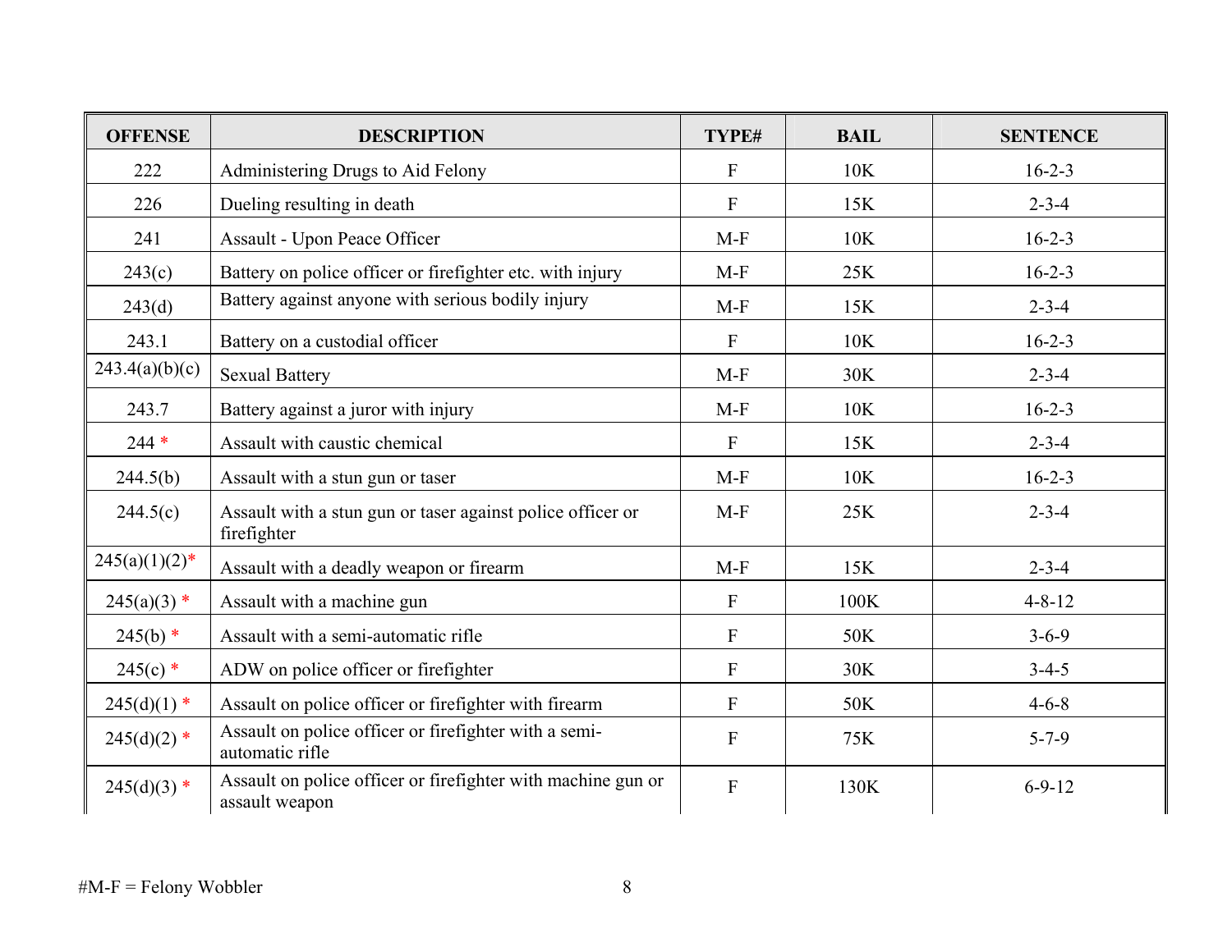| OFFENSE | DESCRIPTION | TYPE# | BAIL | SENTENCE |
|---|---|---|---|---|
| 222 | Administering Drugs to Aid Felony | F | 10K | 16-2-3 |
| 226 | Dueling resulting in death | F | 15K | 2-3-4 |
| 241 | Assault - Upon Peace Officer | M-F | 10K | 16-2-3 |
| 243(c) | Battery on police officer or firefighter etc. with injury | M-F | 25K | 16-2-3 |
| 243(d) | Battery against anyone with serious bodily injury | M-F | 15K | 2-3-4 |
| 243.1 | Battery on a custodial officer | F | 10K | 16-2-3 |
| 243.4(a)(b)(c) | Sexual Battery | M-F | 30K | 2-3-4 |
| 243.7 | Battery against a juror with injury | M-F | 10K | 16-2-3 |
| 244 * | Assault with caustic chemical | F | 15K | 2-3-4 |
| 244.5(b) | Assault with a stun gun or taser | M-F | 10K | 16-2-3 |
| 244.5(c) | Assault with a stun gun or taser against police officer or firefighter | M-F | 25K | 2-3-4 |
| 245(a)(1)(2)* | Assault with a deadly weapon or firearm | M-F | 15K | 2-3-4 |
| 245(a)(3) * | Assault with a machine gun | F | 100K | 4-8-12 |
| 245(b) * | Assault with a semi-automatic rifle | F | 50K | 3-6-9 |
| 245(c) * | ADW on police officer or firefighter | F | 30K | 3-4-5 |
| 245(d)(1) * | Assault on police officer or firefighter with firearm | F | 50K | 4-6-8 |
| 245(d)(2) * | Assault on police officer or firefighter with a semi-automatic rifle | F | 75K | 5-7-9 |
| 245(d)(3) * | Assault on police officer or firefighter with machine gun or assault weapon | F | 130K | 6-9-12 |

#M-F = Felony Wobbler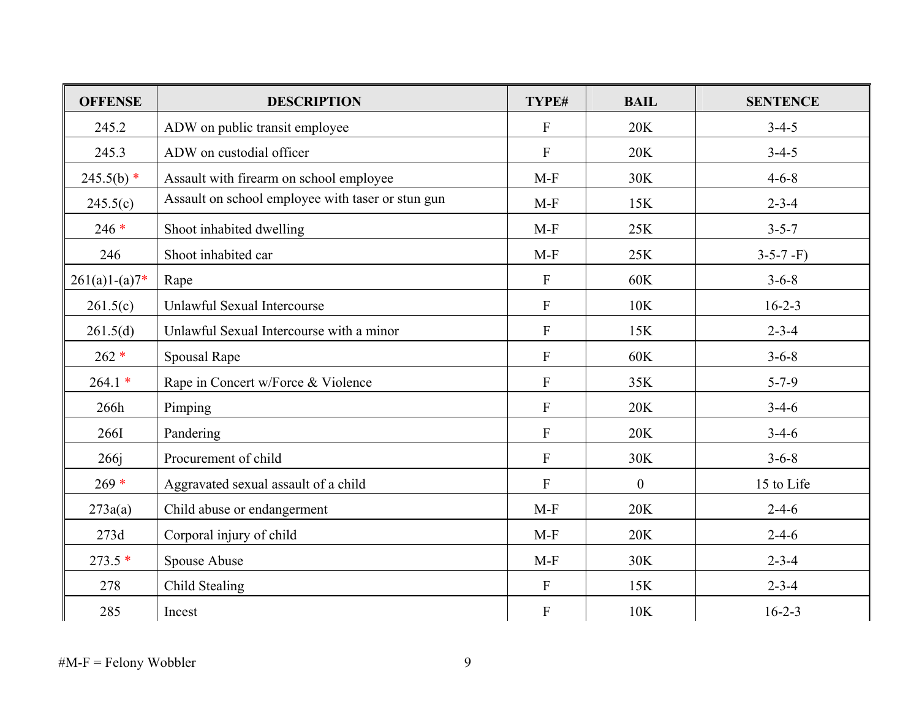| OFFENSE | DESCRIPTION | TYPE# | BAIL | SENTENCE |
|---|---|---|---|---|
| 245.2 | ADW on public transit employee | F | 20K | 3-4-5 |
| 245.3 | ADW on custodial officer | F | 20K | 3-4-5 |
| 245.5(b) * | Assault with firearm on school employee | M-F | 30K | 4-6-8 |
| 245.5(c) | Assault on school employee with taser or stun gun | M-F | 15K | 2-3-4 |
| 246 * | Shoot inhabited dwelling | M-F | 25K | 3-5-7 |
| 246 | Shoot inhabited car | M-F | 25K | 3-5-7 -F) |
| 261(a)1-(a)7* | Rape | F | 60K | 3-6-8 |
| 261.5(c) | Unlawful Sexual Intercourse | F | 10K | 16-2-3 |
| 261.5(d) | Unlawful Sexual Intercourse with a minor | F | 15K | 2-3-4 |
| 262 * | Spousal Rape | F | 60K | 3-6-8 |
| 264.1 * | Rape in Concert w/Force & Violence | F | 35K | 5-7-9 |
| 266h | Pimping | F | 20K | 3-4-6 |
| 266I | Pandering | F | 20K | 3-4-6 |
| 266j | Procurement of child | F | 30K | 3-6-8 |
| 269 * | Aggravated sexual assault of a child | F | 0 | 15 to Life |
| 273a(a) | Child abuse or endangerment | M-F | 20K | 2-4-6 |
| 273d | Corporal injury of child | M-F | 20K | 2-4-6 |
| 273.5 * | Spouse Abuse | M-F | 30K | 2-3-4 |
| 278 | Child Stealing | F | 15K | 2-3-4 |
| 285 | Incest | F | 10K | 16-2-3 |

#M-F = Felony Wobbler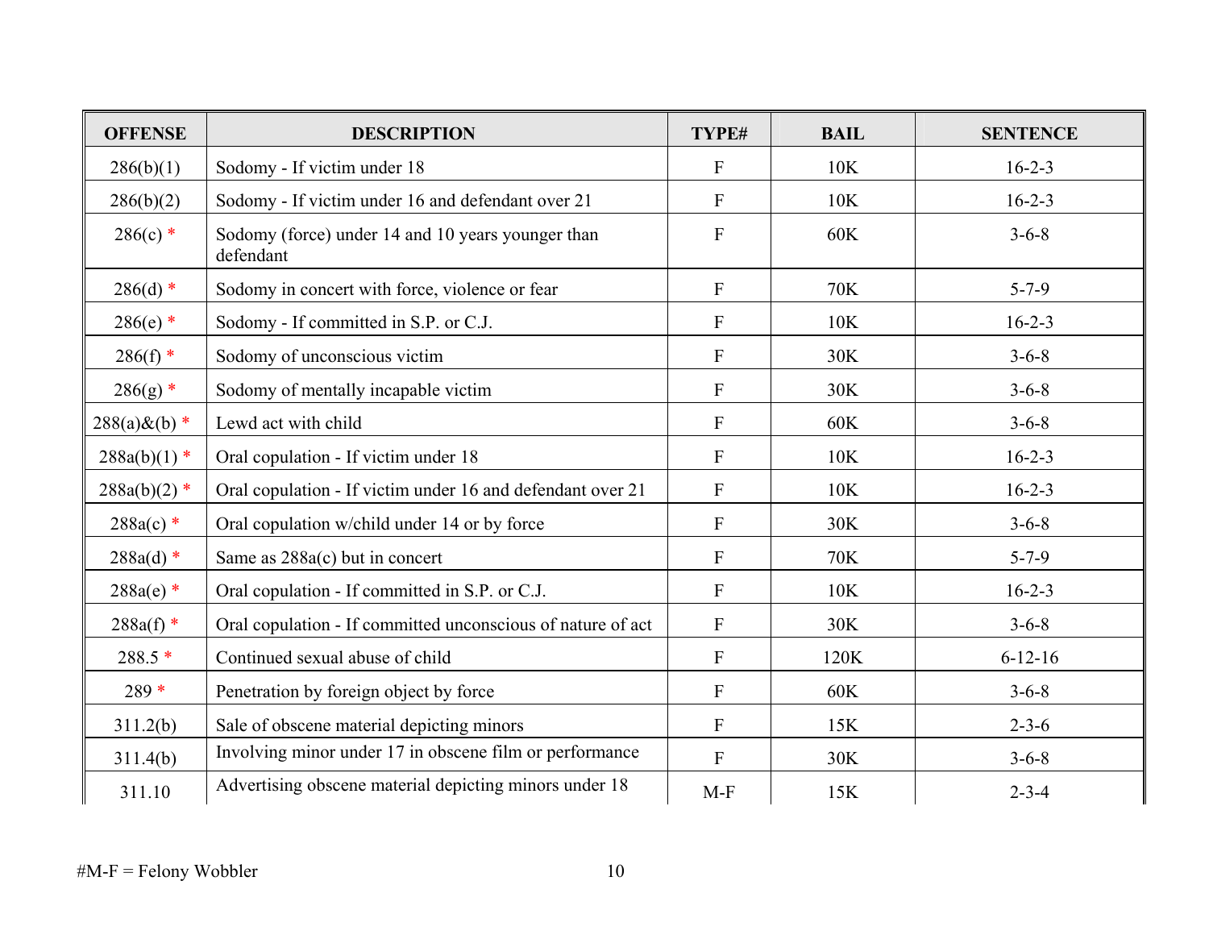| OFFENSE | DESCRIPTION | TYPE# | BAIL | SENTENCE |
|---|---|---|---|---|
| 286(b)(1) | Sodomy - If victim under 18 | F | 10K | 16-2-3 |
| 286(b)(2) | Sodomy - If victim under 16 and defendant over 21 | F | 10K | 16-2-3 |
| 286(c) * | Sodomy (force) under 14 and 10 years younger than defendant | F | 60K | 3-6-8 |
| 286(d) * | Sodomy in concert with force, violence or fear | F | 70K | 5-7-9 |
| 286(e) * | Sodomy - If committed in S.P. or C.J. | F | 10K | 16-2-3 |
| 286(f) * | Sodomy of unconscious victim | F | 30K | 3-6-8 |
| 286(g) * | Sodomy of mentally incapable victim | F | 30K | 3-6-8 |
| 288(a)&(b) * | Lewd act with child | F | 60K | 3-6-8 |
| 288a(b)(1) * | Oral copulation - If victim under 18 | F | 10K | 16-2-3 |
| 288a(b)(2) * | Oral copulation - If victim under 16 and defendant over 21 | F | 10K | 16-2-3 |
| 288a(c) * | Oral copulation w/child under 14 or by force | F | 30K | 3-6-8 |
| 288a(d) * | Same as 288a(c) but in concert | F | 70K | 5-7-9 |
| 288a(e) * | Oral copulation - If committed in S.P. or C.J. | F | 10K | 16-2-3 |
| 288a(f) * | Oral copulation - If committed unconscious of nature of act | F | 30K | 3-6-8 |
| 288.5 * | Continued sexual abuse of child | F | 120K | 6-12-16 |
| 289 * | Penetration by foreign object by force | F | 60K | 3-6-8 |
| 311.2(b) | Sale of obscene material depicting minors | F | 15K | 2-3-6 |
| 311.4(b) | Involving minor under 17 in obscene film or performance | F | 30K | 3-6-8 |
| 311.10 | Advertising obscene material depicting minors under 18 | M-F | 15K | 2-3-4 |

#M-F = Felony Wobbler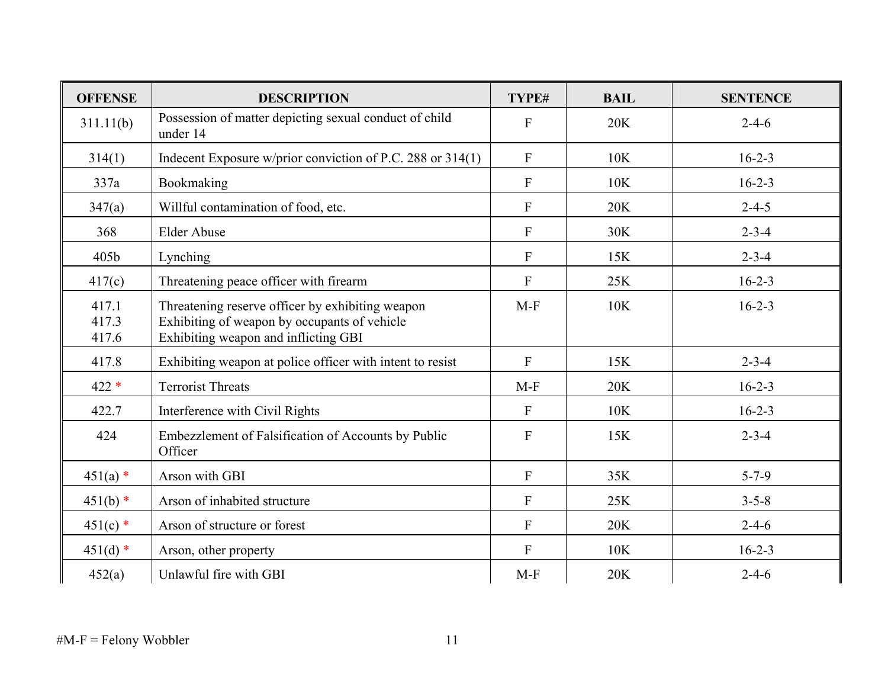| OFFENSE | DESCRIPTION | TYPE# | BAIL | SENTENCE |
|---|---|---|---|---|
| 311.11(b) | Possession of matter depicting sexual conduct of child under 14 | F | 20K | 2-4-6 |
| 314(1) | Indecent Exposure w/prior conviction of P.C. 288 or 314(1) | F | 10K | 16-2-3 |
| 337a | Bookmaking | F | 10K | 16-2-3 |
| 347(a) | Willful contamination of food, etc. | F | 20K | 2-4-5 |
| 368 | Elder Abuse | F | 30K | 2-3-4 |
| 405b | Lynching | F | 15K | 2-3-4 |
| 417(c) | Threatening peace officer with firearm | F | 25K | 16-2-3 |
| 417.1<br>417.3<br>417.6 | Threatening reserve officer by exhibiting weapon<br>Exhibiting of weapon by occupants of vehicle<br>Exhibiting weapon and inflicting GBI | M-F | 10K | 16-2-3 |
| 417.8 | Exhibiting weapon at police officer with intent to resist | F | 15K | 2-3-4 |
| 422 * | Terrorist Threats | M-F | 20K | 16-2-3 |
| 422.7 | Interference with Civil Rights | F | 10K | 16-2-3 |
| 424 | Embezzlement of Falsification of Accounts by Public Officer | F | 15K | 2-3-4 |
| 451(a) * | Arson with GBI | F | 35K | 5-7-9 |
| 451(b) * | Arson of inhabited structure | F | 25K | 3-5-8 |
| 451(c) * | Arson of structure or forest | F | 20K | 2-4-6 |
| 451(d) * | Arson, other property | F | 10K | 16-2-3 |
| 452(a) | Unlawful fire with GBI | M-F | 20K | 2-4-6 |

#M-F = Felony Wobbler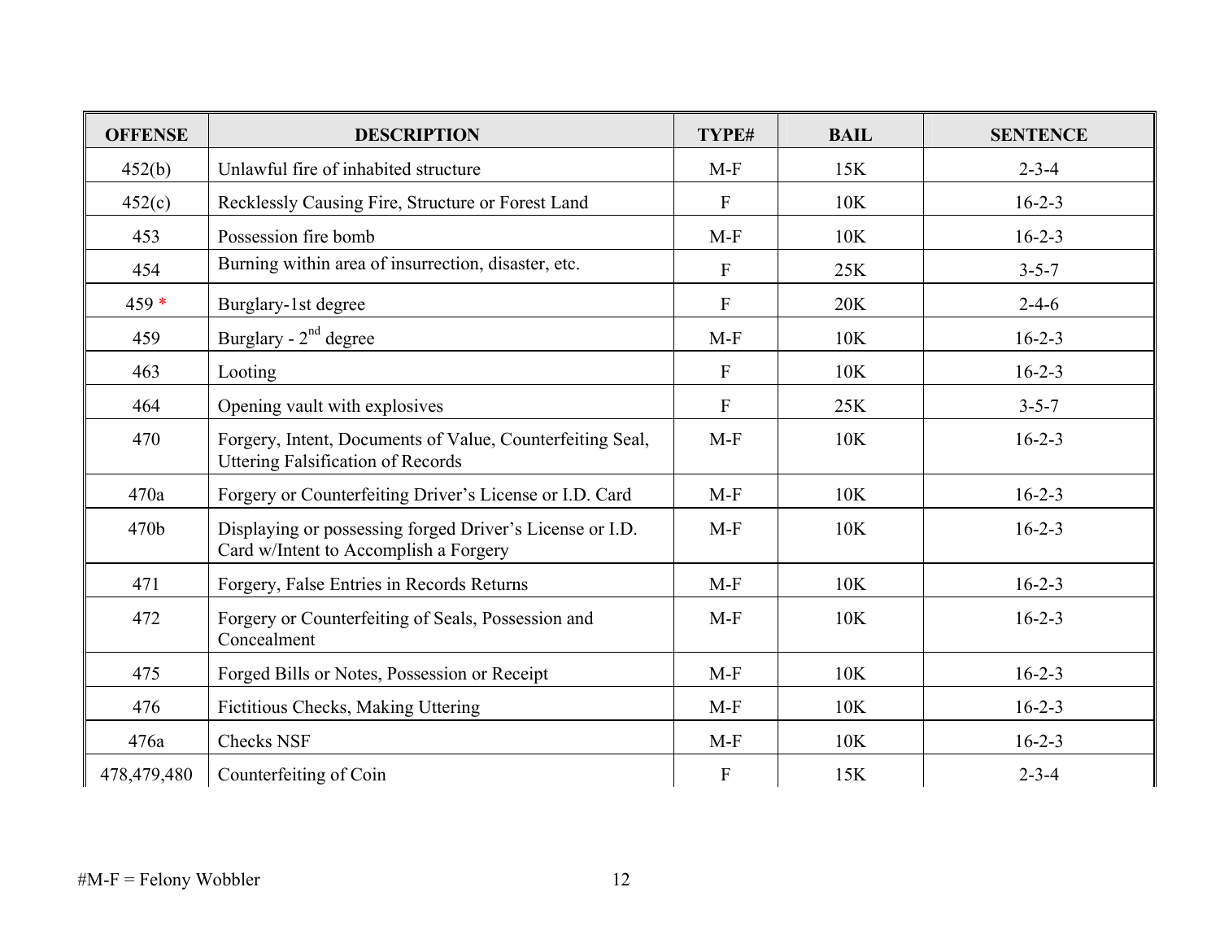| OFFENSE | DESCRIPTION | TYPE# | BAIL | SENTENCE |
|---|---|---|---|---|
| 452(b) | Unlawful fire of inhabited structure | M-F | 15K | 2-3-4 |
| 452(c) | Recklessly Causing Fire, Structure or Forest Land | F | 10K | 16-2-3 |
| 453 | Possession fire bomb | M-F | 10K | 16-2-3 |
| 454 | Burning within area of insurrection, disaster, etc. | F | 25K | 3-5-7 |
| 459 * | Burglary-1st degree | F | 20K | 2-4-6 |
| 459 | Burglary - 2nd degree | M-F | 10K | 16-2-3 |
| 463 | Looting | F | 10K | 16-2-3 |
| 464 | Opening vault with explosives | F | 25K | 3-5-7 |
| 470 | Forgery, Intent, Documents of Value, Counterfeiting Seal, Uttering Falsification of Records | M-F | 10K | 16-2-3 |
| 470a | Forgery or Counterfeiting Driver's License or I.D. Card | M-F | 10K | 16-2-3 |
| 470b | Displaying or possessing forged Driver's License or I.D. Card w/Intent to Accomplish a Forgery | M-F | 10K | 16-2-3 |
| 471 | Forgery, False Entries in Records Returns | M-F | 10K | 16-2-3 |
| 472 | Forgery or Counterfeiting of Seals, Possession and Concealment | M-F | 10K | 16-2-3 |
| 475 | Forged Bills or Notes, Possession or Receipt | M-F | 10K | 16-2-3 |
| 476 | Fictitious Checks, Making Uttering | M-F | 10K | 16-2-3 |
| 476a | Checks NSF | M-F | 10K | 16-2-3 |
| 478,479,480 | Counterfeiting of Coin | F | 15K | 2-3-4 |

#M-F = Felony Wobbler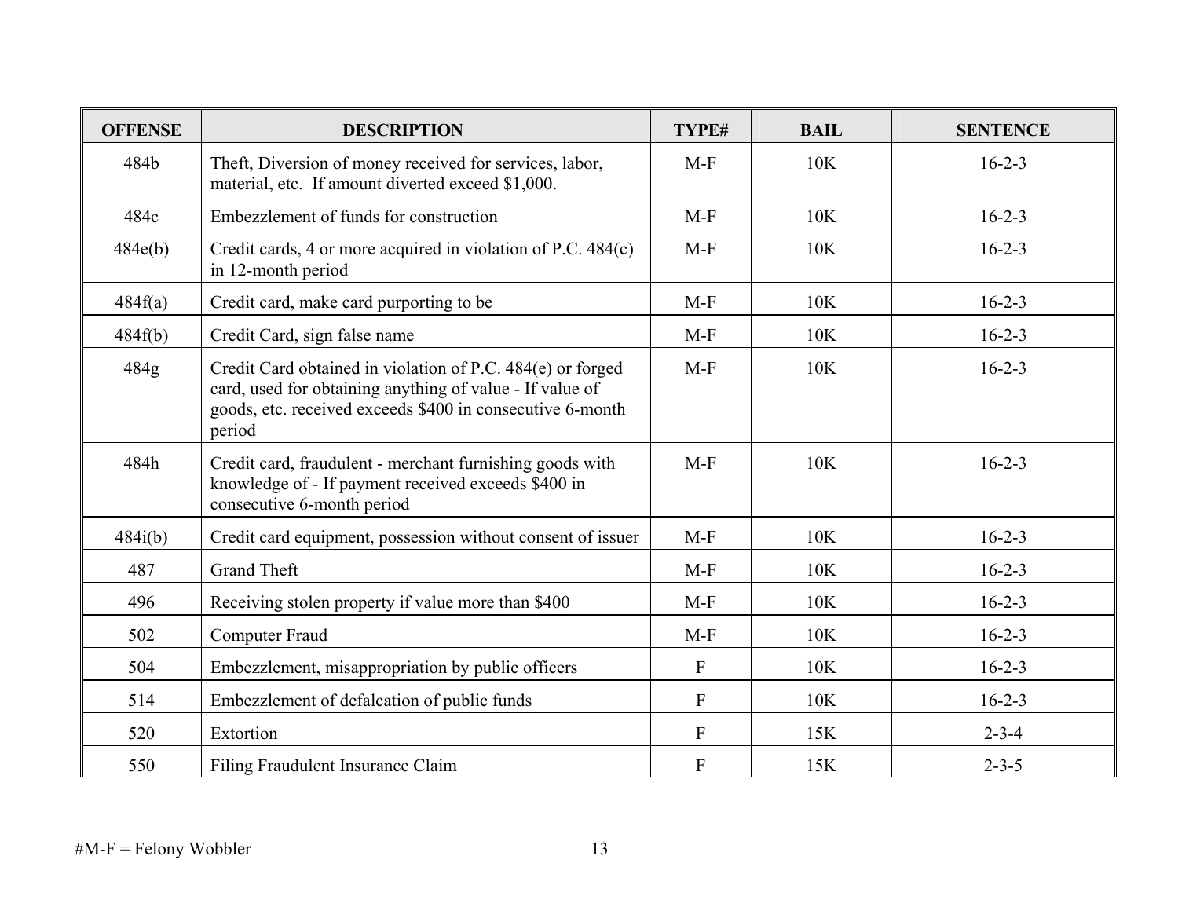| OFFENSE | DESCRIPTION | TYPE# | BAIL | SENTENCE |
|---|---|---|---|---|
| 484b | Theft, Diversion of money received for services, labor, material, etc. If amount diverted exceed $1,000. | M-F | 10K | 16-2-3 |
| 484c | Embezzlement of funds for construction | M-F | 10K | 16-2-3 |
| 484e(b) | Credit cards, 4 or more acquired in violation of P.C. 484(c) in 12-month period | M-F | 10K | 16-2-3 |
| 484f(a) | Credit card, make card purporting to be | M-F | 10K | 16-2-3 |
| 484f(b) | Credit Card, sign false name | M-F | 10K | 16-2-3 |
| 484g | Credit Card obtained in violation of P.C. 484(e) or forged card, used for obtaining anything of value - If value of goods, etc. received exceeds $400 in consecutive 6-month period | M-F | 10K | 16-2-3 |
| 484h | Credit card, fraudulent - merchant furnishing goods with knowledge of - If payment received exceeds $400 in consecutive 6-month period | M-F | 10K | 16-2-3 |
| 484i(b) | Credit card equipment, possession without consent of issuer | M-F | 10K | 16-2-3 |
| 487 | Grand Theft | M-F | 10K | 16-2-3 |
| 496 | Receiving stolen property if value more than $400 | M-F | 10K | 16-2-3 |
| 502 | Computer Fraud | M-F | 10K | 16-2-3 |
| 504 | Embezzlement, misappropriation by public officers | F | 10K | 16-2-3 |
| 514 | Embezzlement of defalcation of public funds | F | 10K | 16-2-3 |
| 520 | Extortion | F | 15K | 2-3-4 |
| 550 | Filing Fraudulent Insurance Claim | F | 15K | 2-3-5 |

#M-F = Felony Wobbler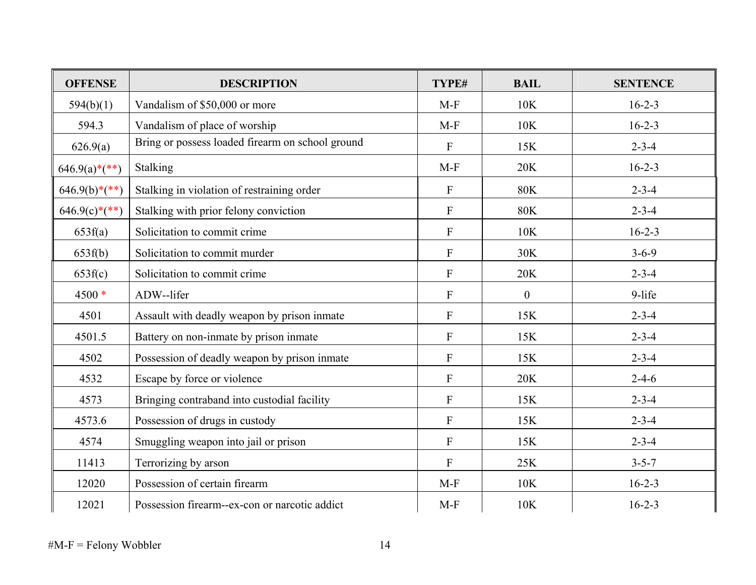| OFFENSE | DESCRIPTION | TYPE# | BAIL | SENTENCE |
|---|---|---|---|---|
| 594(b)(1) | Vandalism of $50,000 or more | M-F | 10K | 16-2-3 |
| 594.3 | Vandalism of place of worship | M-F | 10K | 16-2-3 |
| 626.9(a) | Bring or possess loaded firearm on school ground | F | 15K | 2-3-4 |
| 646.9(a)*(**) | Stalking | M-F | 20K | 16-2-3 |
| 646.9(b)*(**) | Stalking in violation of restraining order | F | 80K | 2-3-4 |
| 646.9(c)*(**) | Stalking with prior felony conviction | F | 80K | 2-3-4 |
| 653f(a) | Solicitation to commit crime | F | 10K | 16-2-3 |
| 653f(b) | Solicitation to commit murder | F | 30K | 3-6-9 |
| 653f(c) | Solicitation to commit crime | F | 20K | 2-3-4 |
| 4500 * | ADW--lifer | F | 0 | 9-life |
| 4501 | Assault with deadly weapon by prison inmate | F | 15K | 2-3-4 |
| 4501.5 | Battery on non-inmate by prison inmate | F | 15K | 2-3-4 |
| 4502 | Possession of deadly weapon by prison inmate | F | 15K | 2-3-4 |
| 4532 | Escape by force or violence | F | 20K | 2-4-6 |
| 4573 | Bringing contraband into custodial facility | F | 15K | 2-3-4 |
| 4573.6 | Possession of drugs in custody | F | 15K | 2-3-4 |
| 4574 | Smuggling weapon into jail or prison | F | 15K | 2-3-4 |
| 11413 | Terrorizing by arson | F | 25K | 3-5-7 |
| 12020 | Possession of certain firearm | M-F | 10K | 16-2-3 |
| 12021 | Possession firearm--ex-con or narcotic addict | M-F | 10K | 16-2-3 |

#M-F = Felony Wobbler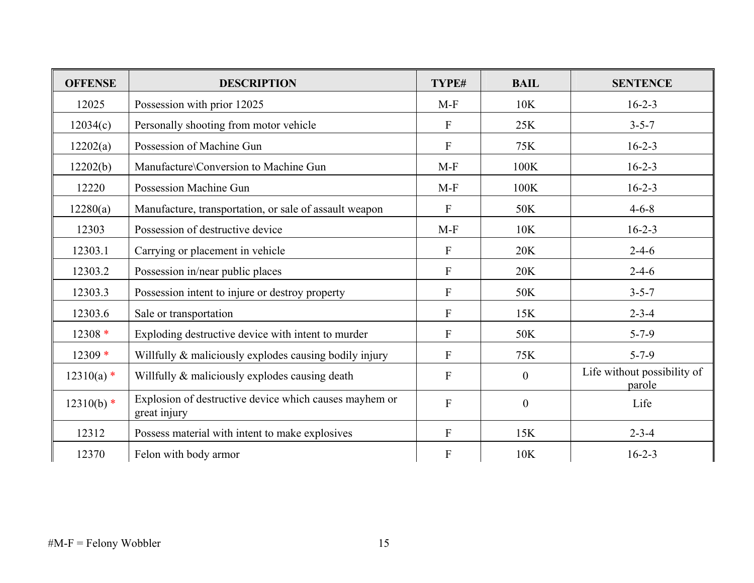| OFFENSE | DESCRIPTION | TYPE# | BAIL | SENTENCE |
|---|---|---|---|---|
| 12025 | Possession with prior 12025 | M-F | 10K | 16-2-3 |
| 12034(c) | Personally shooting from motor vehicle | F | 25K | 3-5-7 |
| 12202(a) | Possession of Machine Gun | F | 75K | 16-2-3 |
| 12202(b) | Manufacture\Conversion to Machine Gun | M-F | 100K | 16-2-3 |
| 12220 | Possession Machine Gun | M-F | 100K | 16-2-3 |
| 12280(a) | Manufacture, transportation, or sale of assault weapon | F | 50K | 4-6-8 |
| 12303 | Possession of destructive device | M-F | 10K | 16-2-3 |
| 12303.1 | Carrying or placement in vehicle | F | 20K | 2-4-6 |
| 12303.2 | Possession in/near public places | F | 20K | 2-4-6 |
| 12303.3 | Possession intent to injure or destroy property | F | 50K | 3-5-7 |
| 12303.6 | Sale or transportation | F | 15K | 2-3-4 |
| 12308 * | Exploding destructive device with intent to murder | F | 50K | 5-7-9 |
| 12309 * | Willfully & maliciously explodes causing bodily injury | F | 75K | 5-7-9 |
| 12310(a) * | Willfully & maliciously explodes causing death | F | 0 | Life without possibility of parole |
| 12310(b) * | Explosion of destructive device which causes mayhem or great injury | F | 0 | Life |
| 12312 | Possess material with intent to make explosives | F | 15K | 2-3-4 |
| 12370 | Felon with body armor | F | 10K | 16-2-3 |

#M-F = Felony Wobbler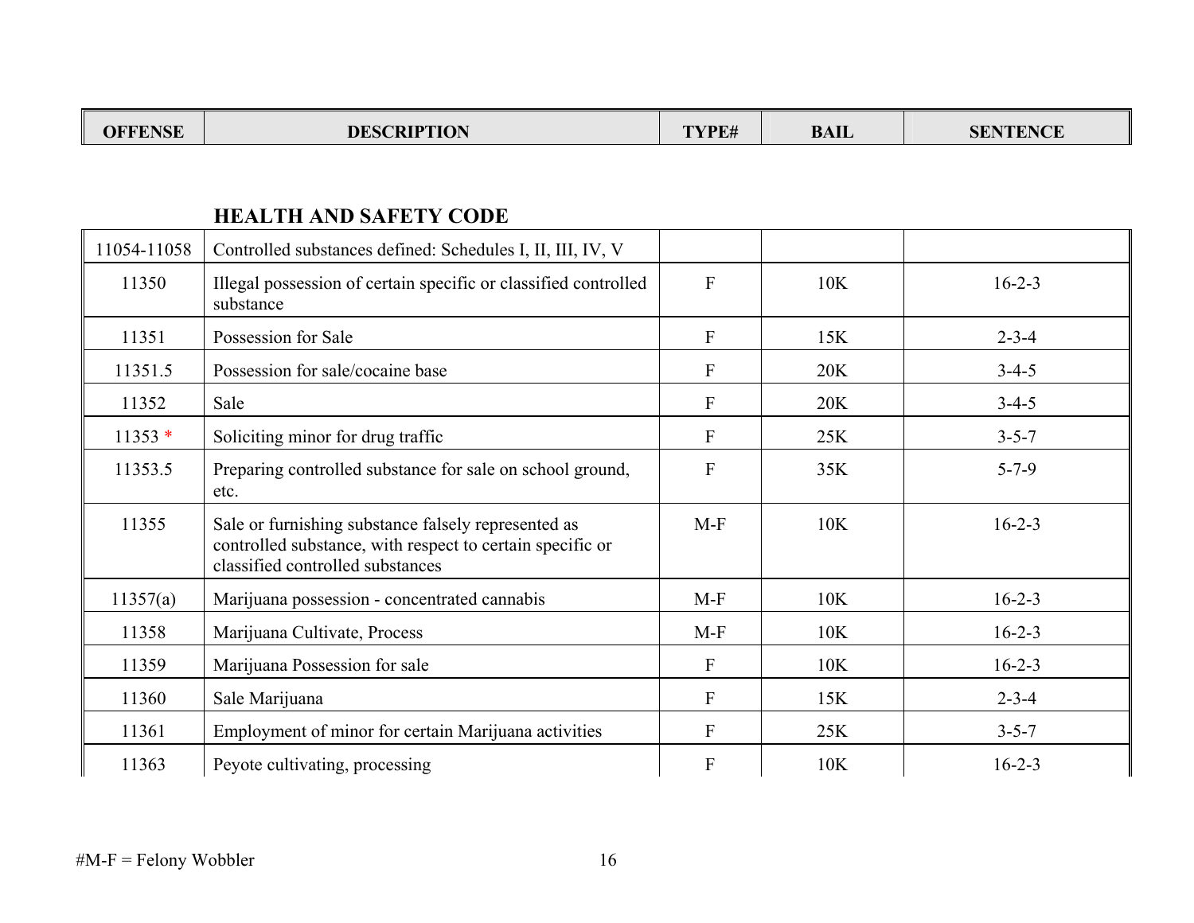| OFFENSE | DESCRIPTION | TYPE# | BAIL | SENTENCE |
|---|---|---|---|---|

## HEALTH AND SAFETY CODE

| OFFENSE | DESCRIPTION | TYPE# | BAIL | SENTENCE |
|---|---|---|---|---|
| 11054-11058 | Controlled substances defined: Schedules I, II, III, IV, V | | | |
| 11350 | Illegal possession of certain specific or classified controlled substance | F | 10K | 16-2-3 |
| 11351 | Possession for Sale | F | 15K | 2-3-4 |
| 11351.5 | Possession for sale/cocaine base | F | 20K | 3-4-5 |
| 11352 | Sale | F | 20K | 3-4-5 |
| 11353 * | Soliciting minor for drug traffic | F | 25K | 3-5-7 |
| 11353.5 | Preparing controlled substance for sale on school ground, etc. | F | 35K | 5-7-9 |
| 11355 | Sale or furnishing substance falsely represented as controlled substance, with respect to certain specific or classified controlled substances | M-F | 10K | 16-2-3 |
| 11357(a) | Marijuana possession - concentrated cannabis | M-F | 10K | 16-2-3 |
| 11358 | Marijuana Cultivate, Process | M-F | 10K | 16-2-3 |
| 11359 | Marijuana Possession for sale | F | 10K | 16-2-3 |
| 11360 | Sale Marijuana | F | 15K | 2-3-4 |
| 11361 | Employment of minor for certain Marijuana activities | F | 25K | 3-5-7 |
| 11363 | Peyote cultivating, processing | F | 10K | 16-2-3 |

#M-F = Felony Wobbler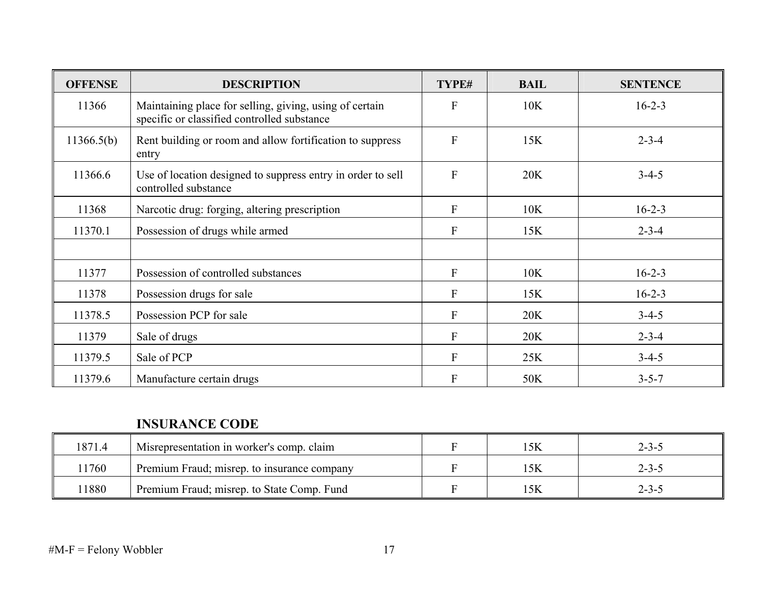| OFFENSE | DESCRIPTION | TYPE# | BAIL | SENTENCE |
|---|---|---|---|---|
| 11366 | Maintaining place for selling, giving, using of certain specific or classified controlled substance | F | 10K | 16-2-3 |
| 11366.5(b) | Rent building or room and allow fortification to suppress entry | F | 15K | 2-3-4 |
| 11366.6 | Use of location designed to suppress entry in order to sell controlled substance | F | 20K | 3-4-5 |
| 11368 | Narcotic drug: forging, altering prescription | F | 10K | 16-2-3 |
| 11370.1 | Possession of drugs while armed | F | 15K | 2-3-4 |
| | | | | |
| 11377 | Possession of controlled substances | F | 10K | 16-2-3 |
| 11378 | Possession drugs for sale | F | 15K | 16-2-3 |
| 11378.5 | Possession PCP for sale | F | 20K | 3-4-5 |
| 11379 | Sale of drugs | F | 20K | 2-3-4 |
| 11379.5 | Sale of PCP | F | 25K | 3-4-5 |
| 11379.6 | Manufacture certain drugs | F | 50K | 3-5-7 |

## INSURANCE CODE

| OFFENSE | DESCRIPTION | TYPE# | BAIL | SENTENCE |
|---|---|---|---|---|
| 1871.4 | Misrepresentation in worker's comp. claim | F | 15K | 2-3-5 |
| 11760 | Premium Fraud; misrep. to insurance company | F | 15K | 2-3-5 |
| 11880 | Premium Fraud; misrep. to State Comp. Fund | F | 15K | 2-3-5 |

#M-F = Felony Wobbler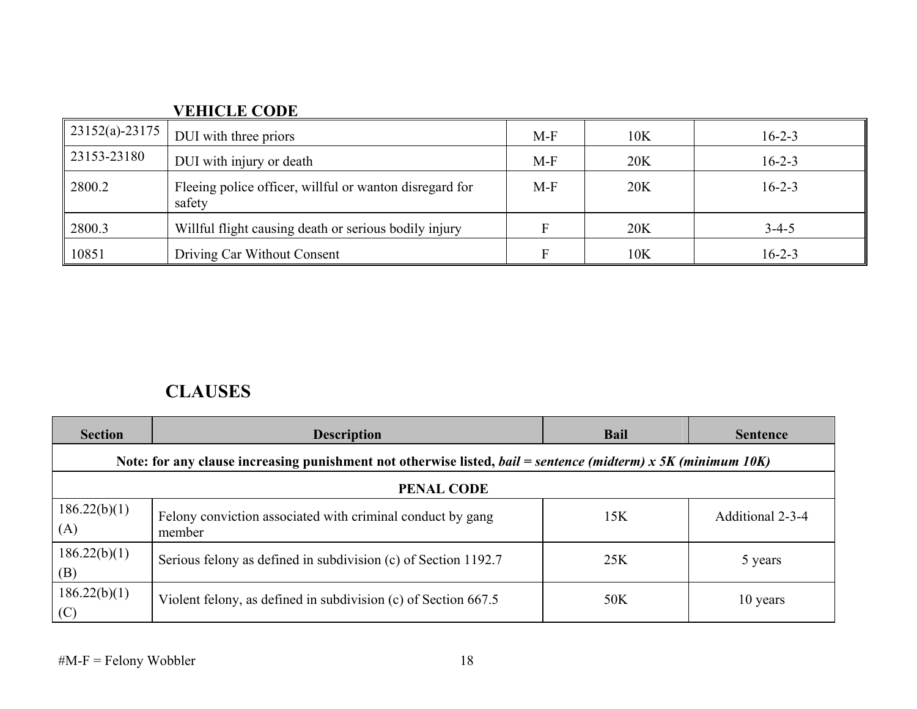## VEHICLE CODE

| | | | | |
|---|---|---|---|---|
| 23152(a)-23175 | DUI with three priors | M-F | 10K | 16-2-3 |
| 23153-23180 | DUI with injury or death | M-F | 20K | 16-2-3 |
| 2800.2 | Fleeing police officer, willful or wanton disregard for safety | M-F | 20K | 16-2-3 |
| 2800.3 | Willful flight causing death or serious bodily injury | F | 20K | 3-4-5 |
| 10851 | Driving Car Without Consent | F | 10K | 16-2-3 |

## CLAUSES

| Section | Description | Bail | Sentence |
|---|---|---|---|
| **Note: for any clause increasing punishment not otherwise listed, *bail = sentence (midterm) x 5K (minimum 10K)*** | | | |
| **PENAL CODE** | | | |
| 186.22(b)(1)(A) | Felony conviction associated with criminal conduct by gang member | 15K | Additional 2-3-4 |
| 186.22(b)(1)(B) | Serious felony as defined in subdivision (c) of Section 1192.7 | 25K | 5 years |
| 186.22(b)(1)(C) | Violent felony, as defined in subdivision (c) of Section 667.5 | 50K | 10 years |

#M-F = Felony Wobbler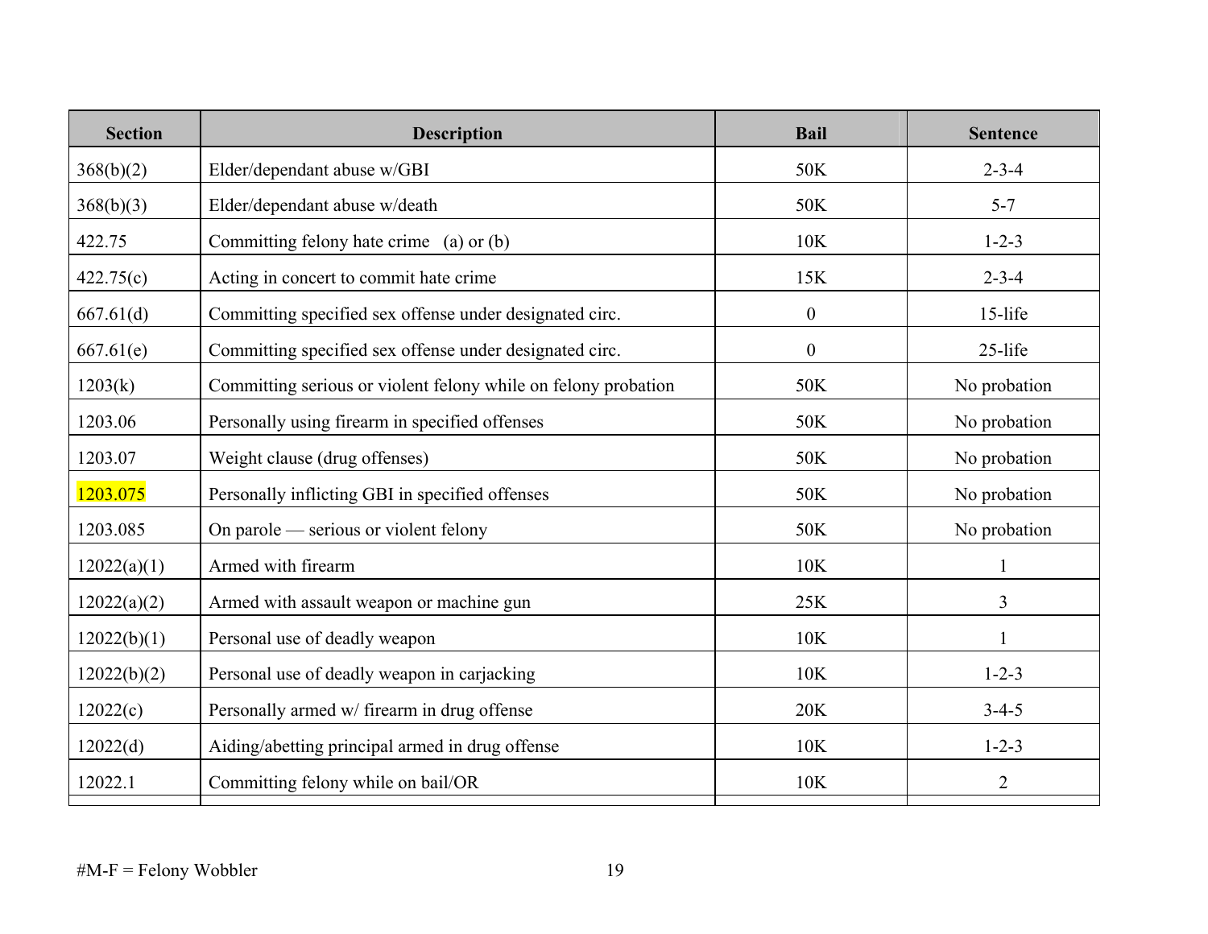| Section | Description | Bail | Sentence |
|---|---|---|---|
| 368(b)(2) | Elder/dependant abuse w/GBI | 50K | 2-3-4 |
| 368(b)(3) | Elder/dependant abuse w/death | 50K | 5-7 |
| 422.75 | Committing felony hate crime (a) or (b) | 10K | 1-2-3 |
| 422.75(c) | Acting in concert to commit hate crime | 15K | 2-3-4 |
| 667.61(d) | Committing specified sex offense under designated circ. | 0 | 15-life |
| 667.61(e) | Committing specified sex offense under designated circ. | 0 | 25-life |
| 1203(k) | Committing serious or violent felony while on felony probation | 50K | No probation |
| 1203.06 | Personally using firearm in specified offenses | 50K | No probation |
| 1203.07 | Weight clause (drug offenses) | 50K | No probation |
| 1203.075 | Personally inflicting GBI in specified offenses | 50K | No probation |
| 1203.085 | On parole — serious or violent felony | 50K | No probation |
| 12022(a)(1) | Armed with firearm | 10K | 1 |
| 12022(a)(2) | Armed with assault weapon or machine gun | 25K | 3 |
| 12022(b)(1) | Personal use of deadly weapon | 10K | 1 |
| 12022(b)(2) | Personal use of deadly weapon in carjacking | 10K | 1-2-3 |
| 12022(c) | Personally armed w/ firearm in drug offense | 20K | 3-4-5 |
| 12022(d) | Aiding/abetting principal armed in drug offense | 10K | 1-2-3 |
| 12022.1 | Committing felony while on bail/OR | 10K | 2 |
| | | | |

#M-F = Felony Wobbler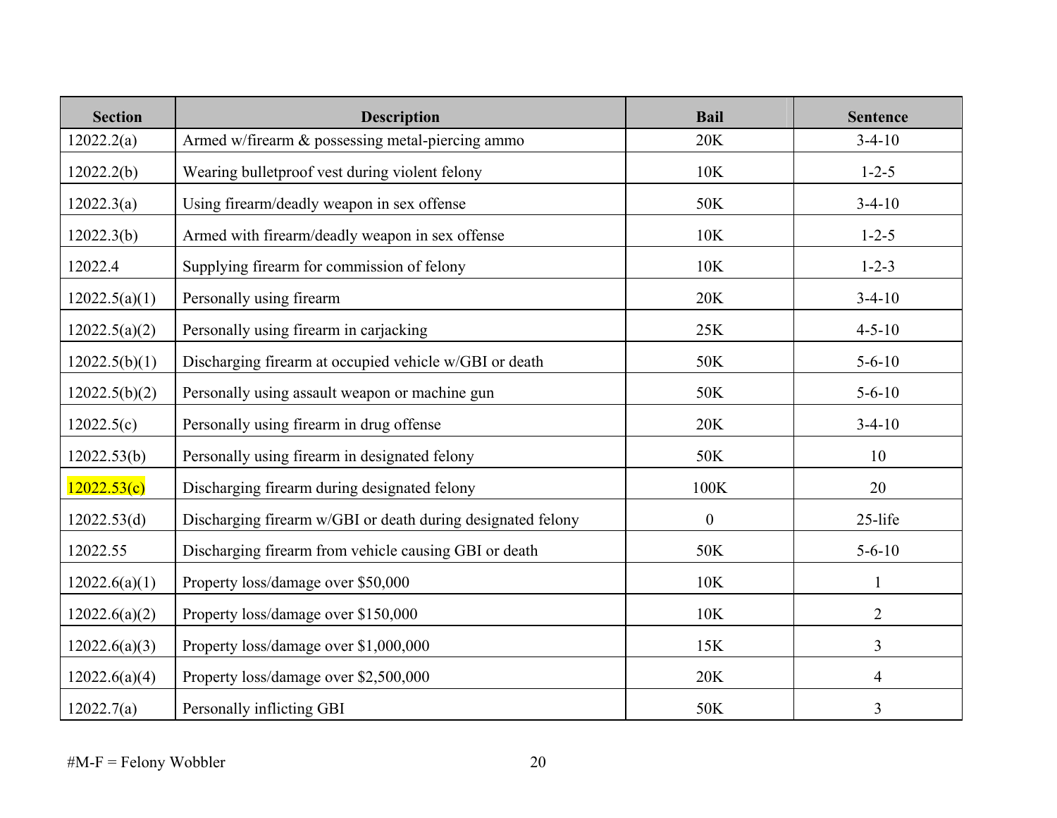| Section | Description | Bail | Sentence |
|---|---|---|---|
| 12022.2(a) | Armed w/firearm & possessing metal-piercing ammo | 20K | 3-4-10 |
| 12022.2(b) | Wearing bulletproof vest during violent felony | 10K | 1-2-5 |
| 12022.3(a) | Using firearm/deadly weapon in sex offense | 50K | 3-4-10 |
| 12022.3(b) | Armed with firearm/deadly weapon in sex offense | 10K | 1-2-5 |
| 12022.4 | Supplying firearm for commission of felony | 10K | 1-2-3 |
| 12022.5(a)(1) | Personally using firearm | 20K | 3-4-10 |
| 12022.5(a)(2) | Personally using firearm in carjacking | 25K | 4-5-10 |
| 12022.5(b)(1) | Discharging firearm at occupied vehicle w/GBI or death | 50K | 5-6-10 |
| 12022.5(b)(2) | Personally using assault weapon or machine gun | 50K | 5-6-10 |
| 12022.5(c) | Personally using firearm in drug offense | 20K | 3-4-10 |
| 12022.53(b) | Personally using firearm in designated felony | 50K | 10 |
| 12022.53(c) | Discharging firearm during designated felony | 100K | 20 |
| 12022.53(d) | Discharging firearm w/GBI or death during designated felony | 0 | 25-life |
| 12022.55 | Discharging firearm from vehicle causing GBI or death | 50K | 5-6-10 |
| 12022.6(a)(1) | Property loss/damage over $50,000 | 10K | 1 |
| 12022.6(a)(2) | Property loss/damage over $150,000 | 10K | 2 |
| 12022.6(a)(3) | Property loss/damage over $1,000,000 | 15K | 3 |
| 12022.6(a)(4) | Property loss/damage over $2,500,000 | 20K | 4 |
| 12022.7(a) | Personally inflicting GBI | 50K | 3 |

#M-F = Felony Wobbler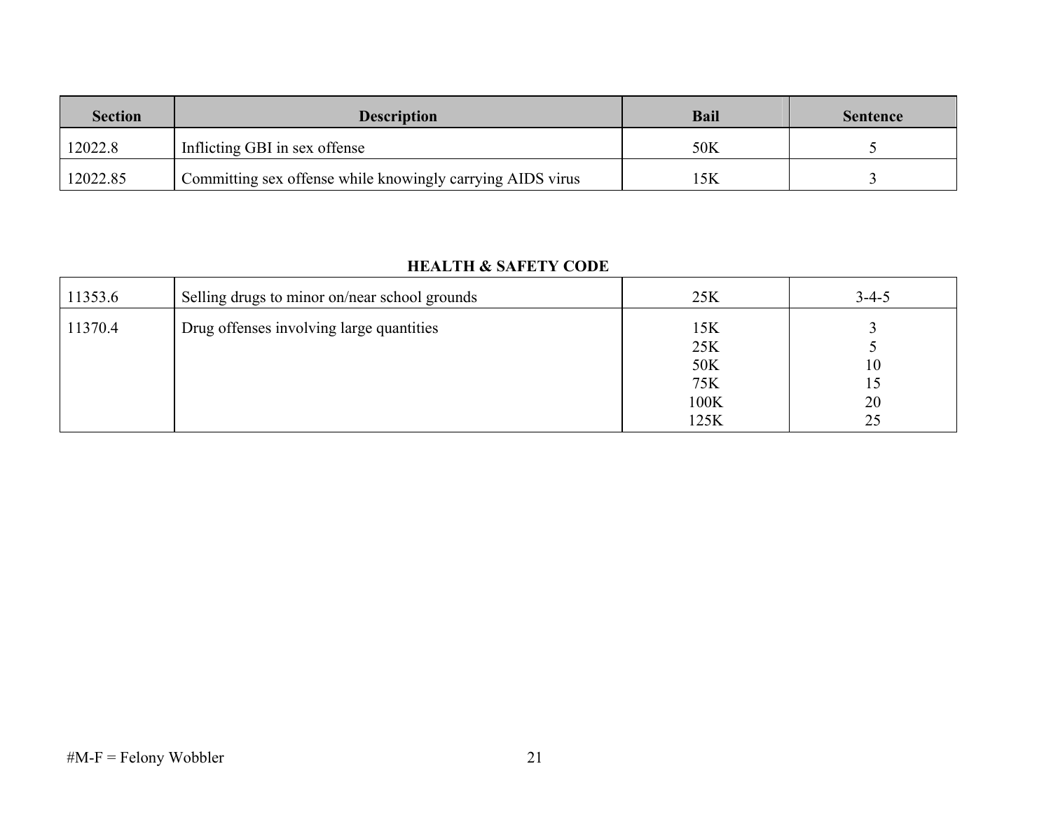| Section | Description | Bail | Sentence |
| --- | --- | --- | --- |
| 12022.8 | Inflicting GBI in sex offense | 50K | 5 |
| 12022.85 | Committing sex offense while knowingly carrying AIDS virus | 15K | 3 |

**HEALTH & SAFETY CODE**

| Section | Description | Bail | Sentence |
| --- | --- | --- | --- |
| 11353.6 | Selling drugs to minor on/near school grounds | 25K | 3-4-5 |
| 11370.4 | Drug offenses involving large quantities | 15K<br>25K<br>50K<br>75K<br>100K<br>125K | 3<br>5<br>10<br>15<br>20<br>25 |

#M-F = Felony Wobbler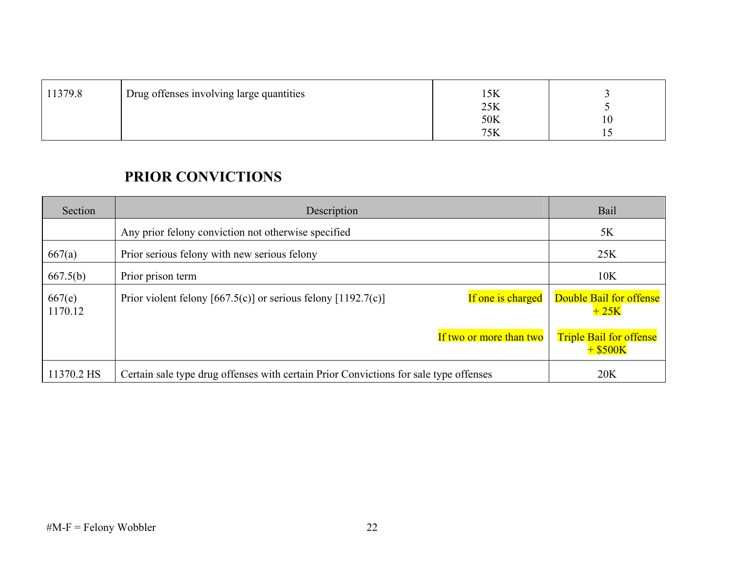| | | | |
|---|---|---|---|
| 11379.8 | Drug offenses involving large quantities | 15K<br>25K<br>50K<br>75K | 3<br>5<br>10<br>15 |

## PRIOR CONVICTIONS

| Section | Description | Bail |
|---|---|---|
| | Any prior felony conviction not otherwise specified | 5K |
| 667(a) | Prior serious felony with new serious felony | 25K |
| 667.5(b) | Prior prison term | 10K |
| 667(e)<br>1170.12 | Prior violent felony [667.5(c)] or serious felony [1192.7(c)] If one is charged<br><br>If two or more than two | Double Bail for offense + 25K<br><br>Triple Bail for offense + $500K |
| 11370.2 HS | Certain sale type drug offenses with certain Prior Convictions for sale type offenses | 20K |

#M-F = Felony Wobbler